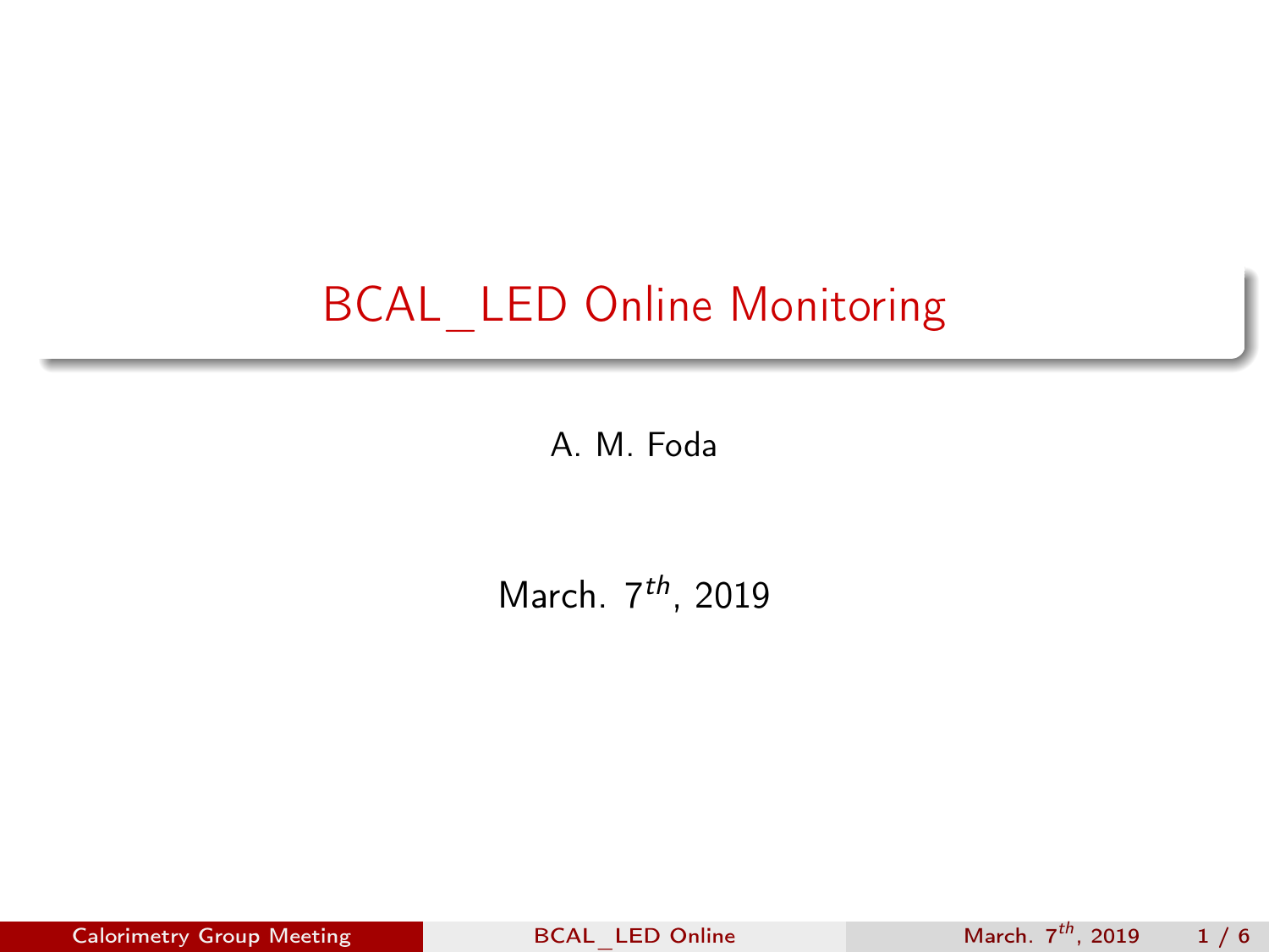# BCAL_LED Online Monitoring

A. M. Foda

March. $7^{th}$, 2019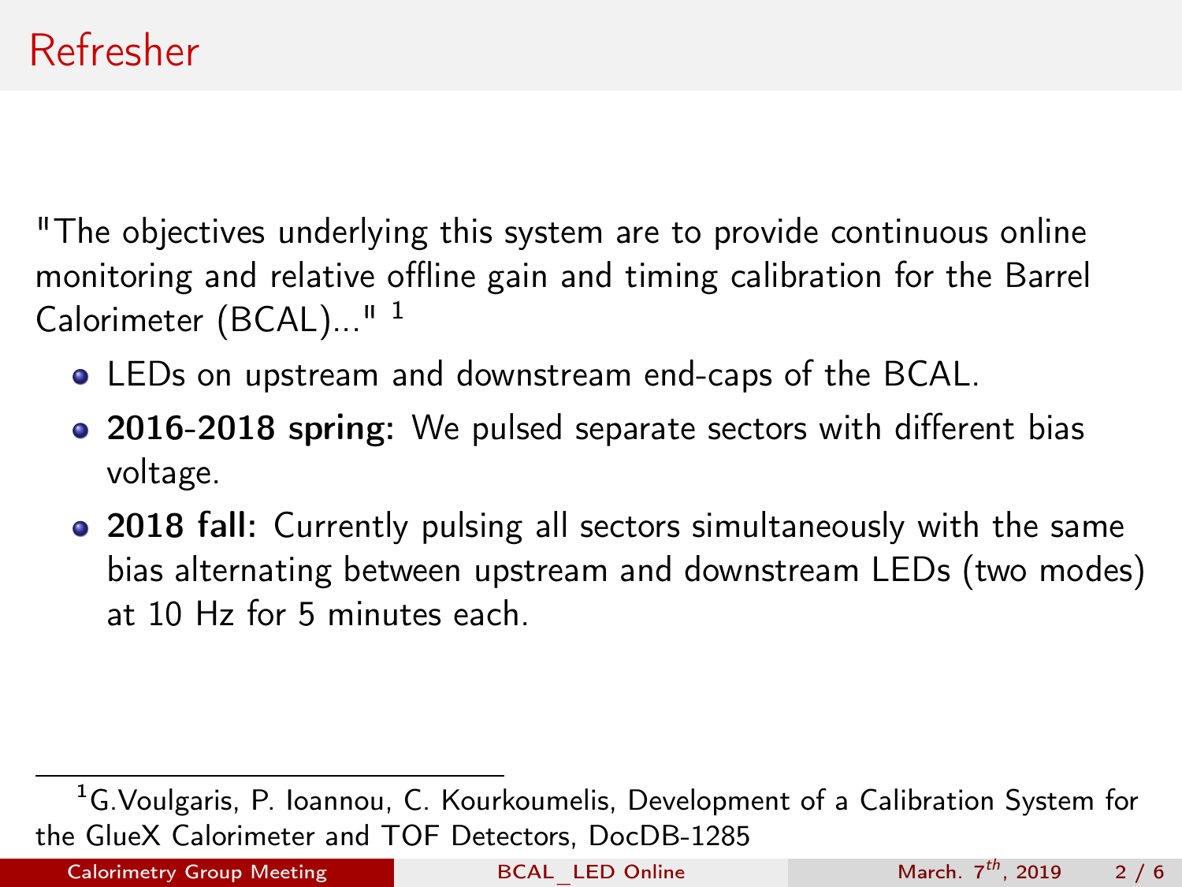# Refresher

"The objectives underlying this system are to provide continuous online monitoring and relative offline gain and timing calibration for the Barrel Calorimeter (BCAL)..." [1]

- LEDs on upstream and downstream end-caps of the BCAL.
- **2016-2018 spring:** We pulsed separate sectors with different bias voltage.
- **2018 fall:** Currently pulsing all sectors simultaneously with the same bias alternating between upstream and downstream LEDs (two modes) at 10 Hz for 5 minutes each.

[1] G.Voulgaris, P. Ioannou, C. Kourkoumelis, Development of a Calibration System for the GlueX Calorimeter and TOF Detectors, DocDB-1285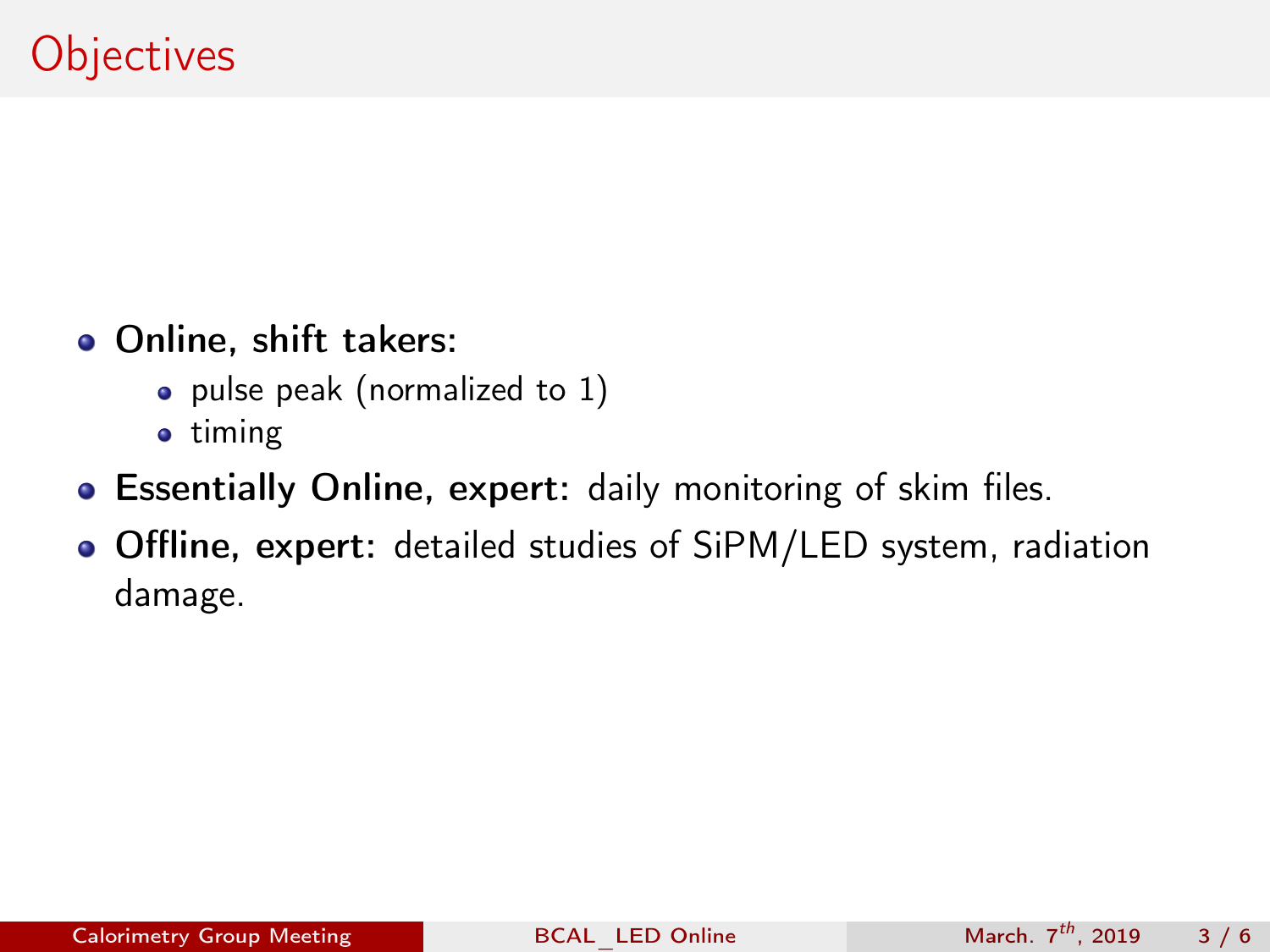# Objectives

- **Online, shift takers:**
  - pulse peak (normalized to 1)
  - timing
- **Essentially Online, expert:** daily monitoring of skim files.
- **Offline, expert:** detailed studies of SiPM/LED system, radiation damage.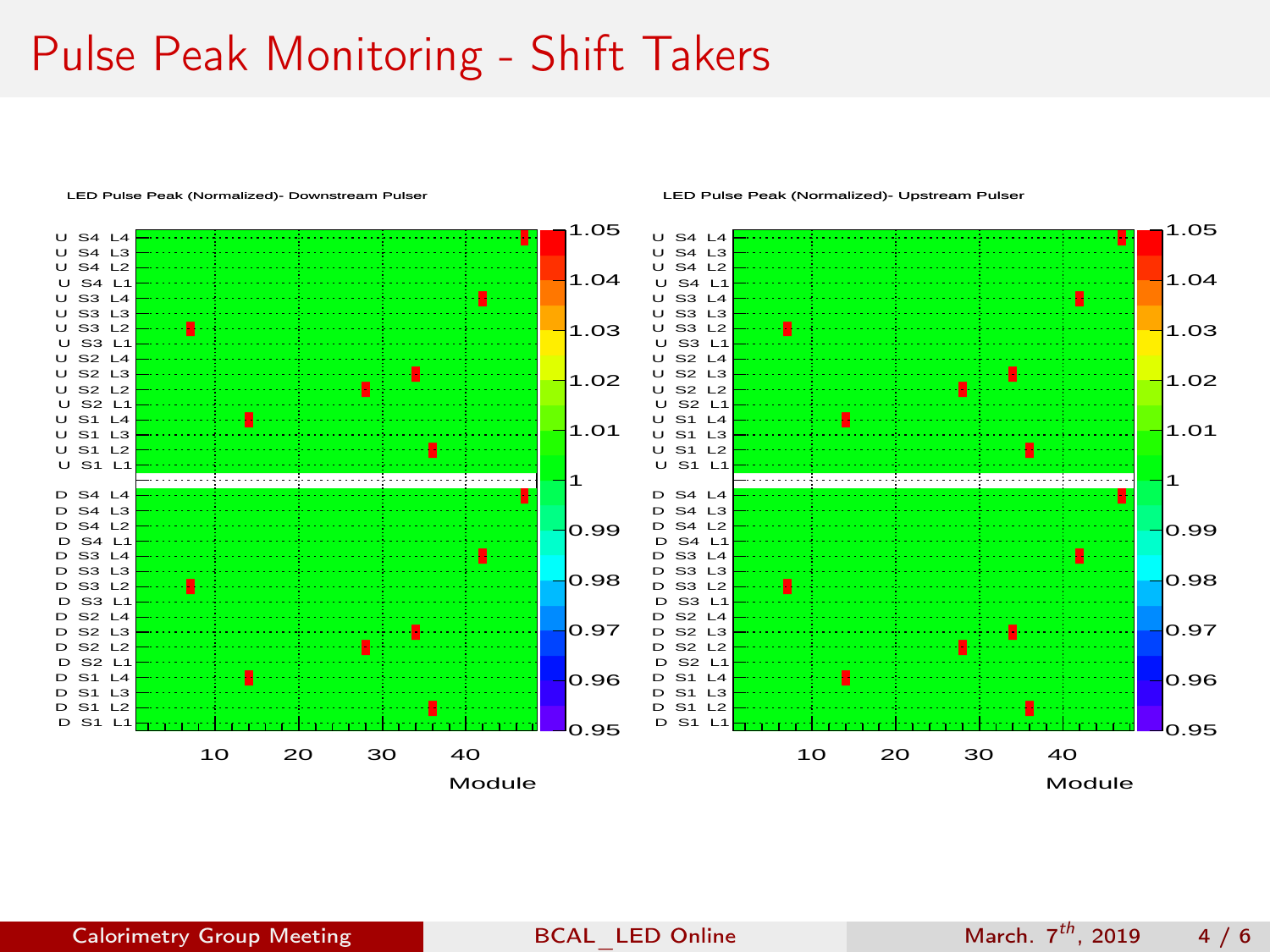# Pulse Peak Monitoring - Shift Takers

LED Pulse Peak (Normalized)- Downstream Pulser

LED Pulse Peak (Normalized)- Upstream Pulser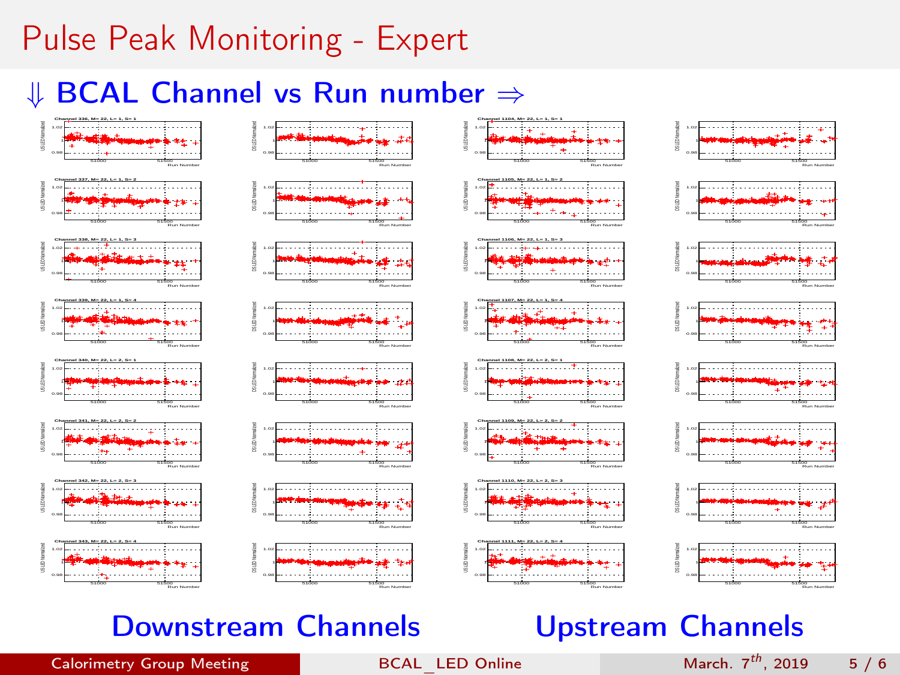# Pulse Peak Monitoring - Expert

## $\Downarrow$ BCAL Channel vs Run number $\Rightarrow$

Channel 336, M= 22, L= 1, S= 1

Channel 337, M= 22, L= 1, S= 2

Channel 338, M= 22, L= 1, S= 3

Channel 339, M= 22, L= 1, S= 4

Channel 340, M= 22, L= 2, S= 1

Channel 341, M= 22, L= 2, S= 2

Channel 342, M= 22, L= 2, S= 3

Channel 343, M= 22, L= 2, S= 4

Channel 1104, M= 22, L= 1, S= 1

Channel 1105, M= 22, L= 1, S= 2

Channel 1106, M= 22, L= 1, S= 3

Channel 1107, M= 22, L= 1, S= 4

Channel 1108, M= 22, L= 2, S= 1

Channel 1109, M= 22, L= 2, S= 2

Channel 1110, M= 22, L= 2, S= 3

Channel 1111, M= 22, L= 2, S= 4

**Downstream Channels** **Upstream Channels**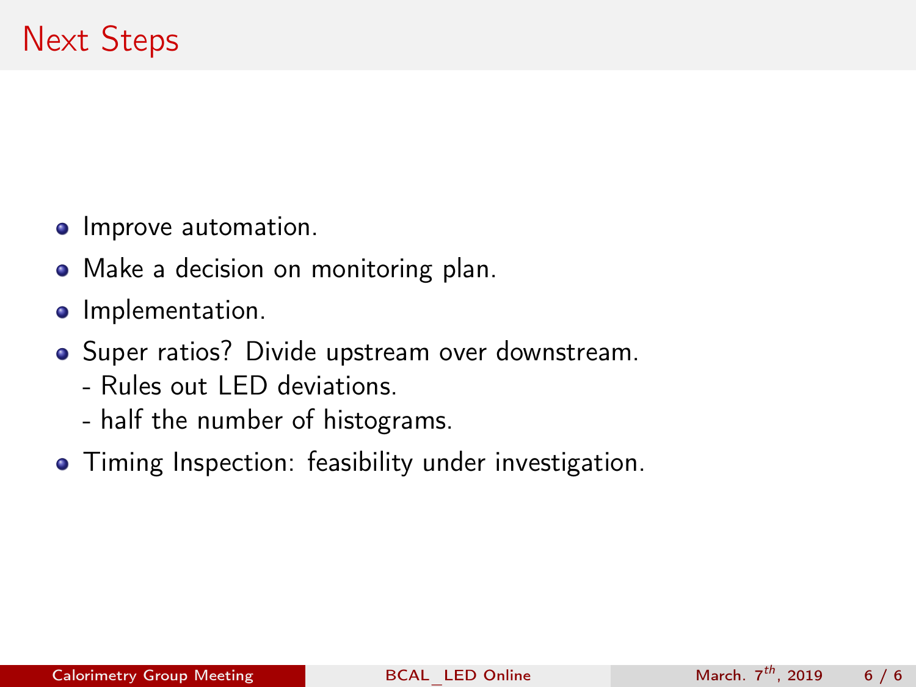# Next Steps

- Improve automation.
- Make a decision on monitoring plan.
- Implementation.
- Super ratios? Divide upstream over downstream.
  - Rules out LED deviations.
  - half the number of histograms.
- Timing Inspection: feasibility under investigation.